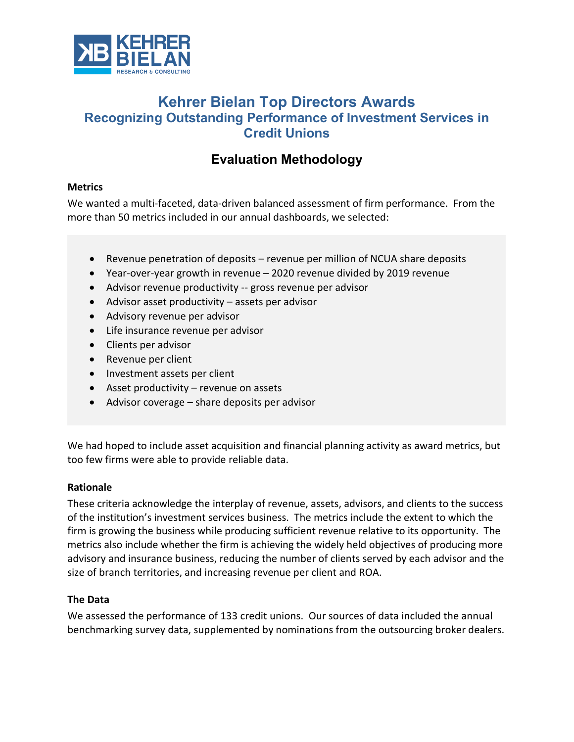KEHRER BIELAN
RESEARCH & CONSULTING

# Kehrer Bielan Top Directors Awards

## Recognizing Outstanding Performance of Investment Services in Credit Unions

## Evaluation Methodology

**Metrics**

We wanted a multi-faceted, data-driven balanced assessment of firm performance. From the more than 50 metrics included in our annual dashboards, we selected:

- Revenue penetration of deposits – revenue per million of NCUA share deposits
- Year-over-year growth in revenue – 2020 revenue divided by 2019 revenue
- Advisor revenue productivity -- gross revenue per advisor
- Advisor asset productivity – assets per advisor
- Advisory revenue per advisor
- Life insurance revenue per advisor
- Clients per advisor
- Revenue per client
- Investment assets per client
- Asset productivity – revenue on assets
- Advisor coverage – share deposits per advisor

We had hoped to include asset acquisition and financial planning activity as award metrics, but too few firms were able to provide reliable data.

**Rationale**

These criteria acknowledge the interplay of revenue, assets, advisors, and clients to the success of the institution's investment services business. The metrics include the extent to which the firm is growing the business while producing sufficient revenue relative to its opportunity. The metrics also include whether the firm is achieving the widely held objectives of producing more advisory and insurance business, reducing the number of clients served by each advisor and the size of branch territories, and increasing revenue per client and ROA.

**The Data**

We assessed the performance of 133 credit unions. Our sources of data included the annual benchmarking survey data, supplemented by nominations from the outsourcing broker dealers.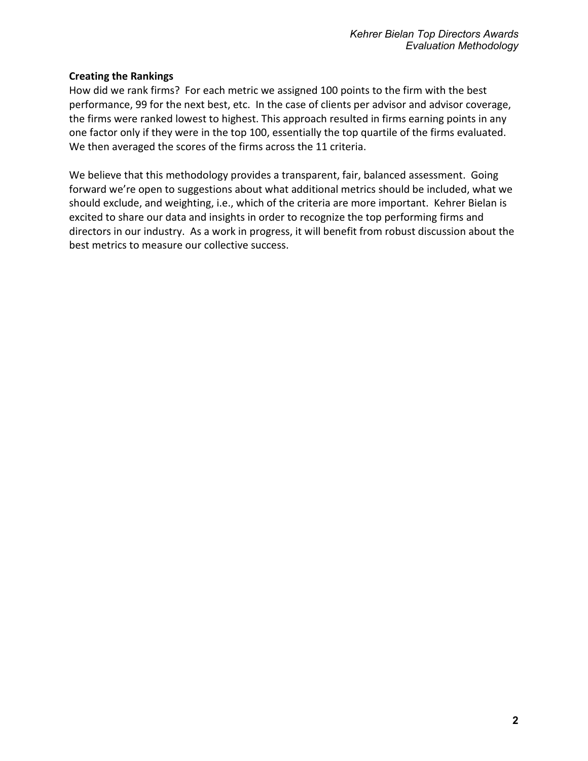**Creating the Rankings**

How did we rank firms? For each metric we assigned 100 points to the firm with the best performance, 99 for the next best, etc. In the case of clients per advisor and advisor coverage, the firms were ranked lowest to highest. This approach resulted in firms earning points in any one factor only if they were in the top 100, essentially the top quartile of the firms evaluated. We then averaged the scores of the firms across the 11 criteria.

We believe that this methodology provides a transparent, fair, balanced assessment. Going forward we're open to suggestions about what additional metrics should be included, what we should exclude, and weighting, i.e., which of the criteria are more important. Kehrer Bielan is excited to share our data and insights in order to recognize the top performing firms and directors in our industry. As a work in progress, it will benefit from robust discussion about the best metrics to measure our collective success.